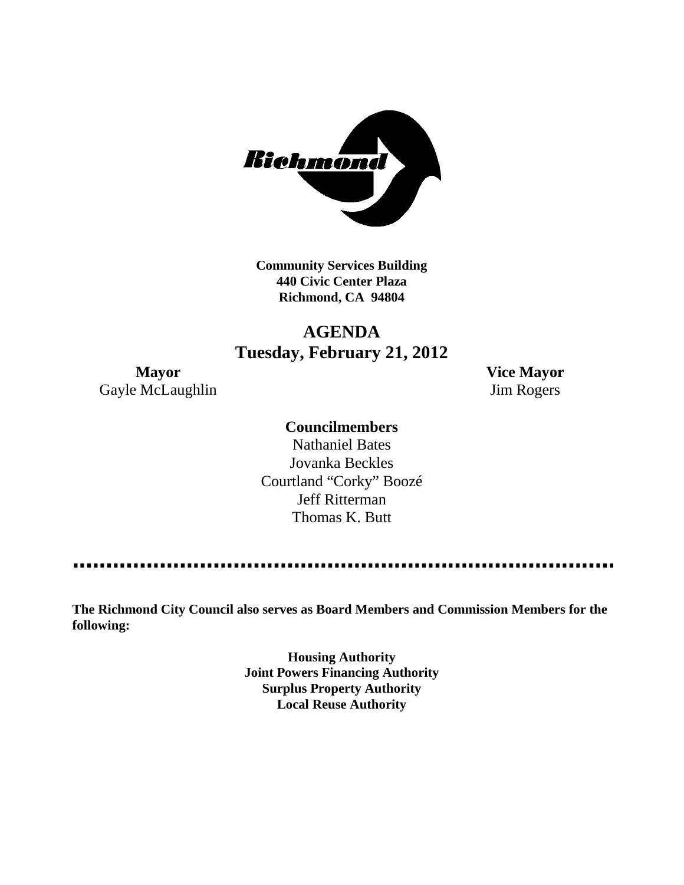**Community Services Building**
**440 Civic Center Plaza**
**Richmond, CA 94804**

# AGENDA
## Tuesday, February 21, 2012

**Mayor**
Gayle McLaughlin

**Vice Mayor**
Jim Rogers

**Councilmembers**

Nathaniel Bates
Jovanka Beckles
Courtland "Corky" Boozé
Jeff Ritterman
Thomas K. Butt

---

**The Richmond City Council also serves as Board Members and Commission Members for the following:**

**Housing Authority**
**Joint Powers Financing Authority**
**Surplus Property Authority**
**Local Reuse Authority**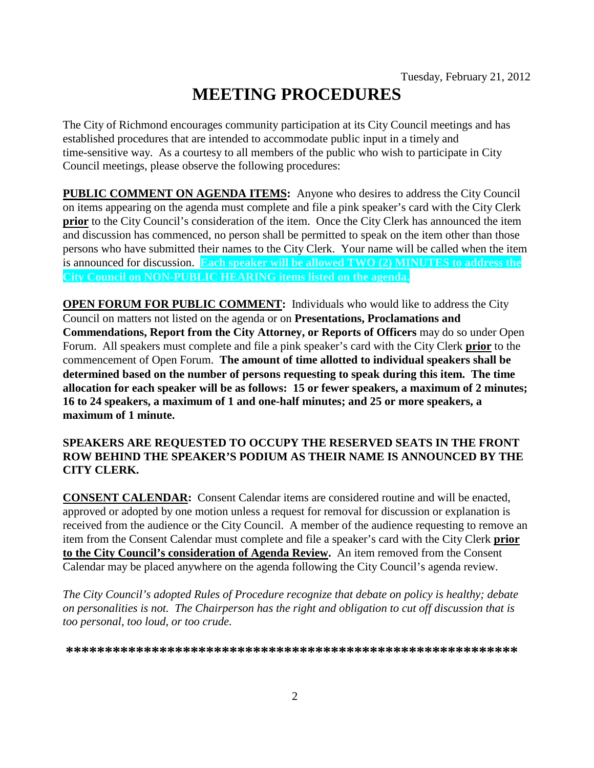Tuesday, February 21, 2012

# MEETING PROCEDURES

The City of Richmond encourages community participation at its City Council meetings and has established procedures that are intended to accommodate public input in a timely and time-sensitive way. As a courtesy to all members of the public who wish to participate in City Council meetings, please observe the following procedures:

**PUBLIC COMMENT ON AGENDA ITEMS:** Anyone who desires to address the City Council on items appearing on the agenda must complete and file a pink speaker's card with the City Clerk **prior** to the City Council's consideration of the item. Once the City Clerk has announced the item and discussion has commenced, no person shall be permitted to speak on the item other than those persons who have submitted their names to the City Clerk. Your name will be called when the item is announced for discussion. **Each speaker will be allowed TWO (2) MINUTES to address the City Council on NON-PUBLIC HEARING items listed on the agenda.**

**OPEN FORUM FOR PUBLIC COMMENT:** Individuals who would like to address the City Council on matters not listed on the agenda or on **Presentations, Proclamations and Commendations, Report from the City Attorney, or Reports of Officers** may do so under Open Forum. All speakers must complete and file a pink speaker's card with the City Clerk **prior** to the commencement of Open Forum. **The amount of time allotted to individual speakers shall be determined based on the number of persons requesting to speak during this item. The time allocation for each speaker will be as follows: 15 or fewer speakers, a maximum of 2 minutes; 16 to 24 speakers, a maximum of 1 and one-half minutes; and 25 or more speakers, a maximum of 1 minute.**

**SPEAKERS ARE REQUESTED TO OCCUPY THE RESERVED SEATS IN THE FRONT ROW BEHIND THE SPEAKER'S PODIUM AS THEIR NAME IS ANNOUNCED BY THE CITY CLERK.**

**CONSENT CALENDAR:** Consent Calendar items are considered routine and will be enacted, approved or adopted by one motion unless a request for removal for discussion or explanation is received from the audience or the City Council. A member of the audience requesting to remove an item from the Consent Calendar must complete and file a speaker's card with the City Clerk **prior to the City Council's consideration of Agenda Review.** An item removed from the Consent Calendar may be placed anywhere on the agenda following the City Council's agenda review.

*The City Council's adopted Rules of Procedure recognize that debate on policy is healthy; debate on personalities is not. The Chairperson has the right and obligation to cut off discussion that is too personal, too loud, or too crude.*

**\*\*\*\*\*\*\*\*\*\*\*\*\*\*\*\*\*\*\*\*\*\*\*\*\*\*\*\*\*\*\*\*\*\*\*\*\*\*\*\*\*\*\*\*\*\*\*\*\*\*\*\*\*\*\*\*\*\*\*\***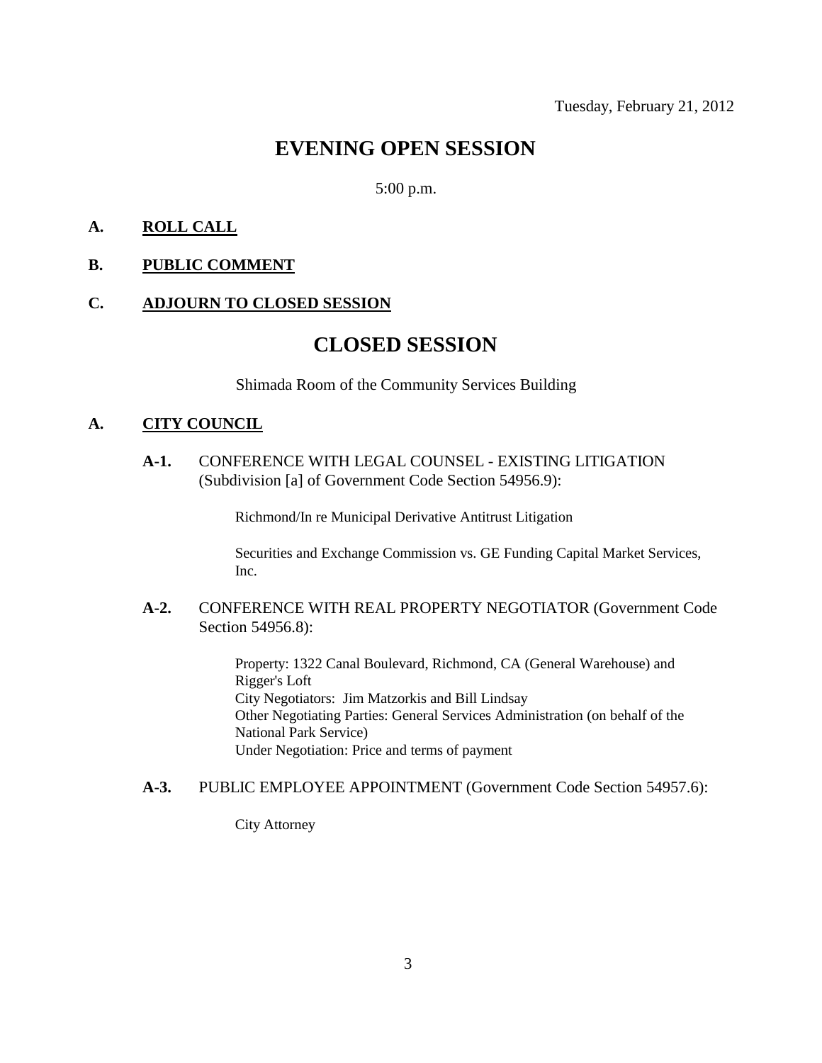Tuesday, February 21, 2012

# EVENING OPEN SESSION

5:00 p.m.

**A. ROLL CALL**

**B. PUBLIC COMMENT**

**C. ADJOURN TO CLOSED SESSION**

# CLOSED SESSION

Shimada Room of the Community Services Building

**A. CITY COUNCIL**

**A-1.** CONFERENCE WITH LEGAL COUNSEL - EXISTING LITIGATION (Subdivision [a] of Government Code Section 54956.9):

Richmond/In re Municipal Derivative Antitrust Litigation

Securities and Exchange Commission vs. GE Funding Capital Market Services, Inc.

**A-2.** CONFERENCE WITH REAL PROPERTY NEGOTIATOR (Government Code Section 54956.8):

Property: 1322 Canal Boulevard, Richmond, CA (General Warehouse) and Rigger's Loft
City Negotiators: Jim Matzorkis and Bill Lindsay
Other Negotiating Parties: General Services Administration (on behalf of the National Park Service)
Under Negotiation: Price and terms of payment

**A-3.** PUBLIC EMPLOYEE APPOINTMENT (Government Code Section 54957.6):

City Attorney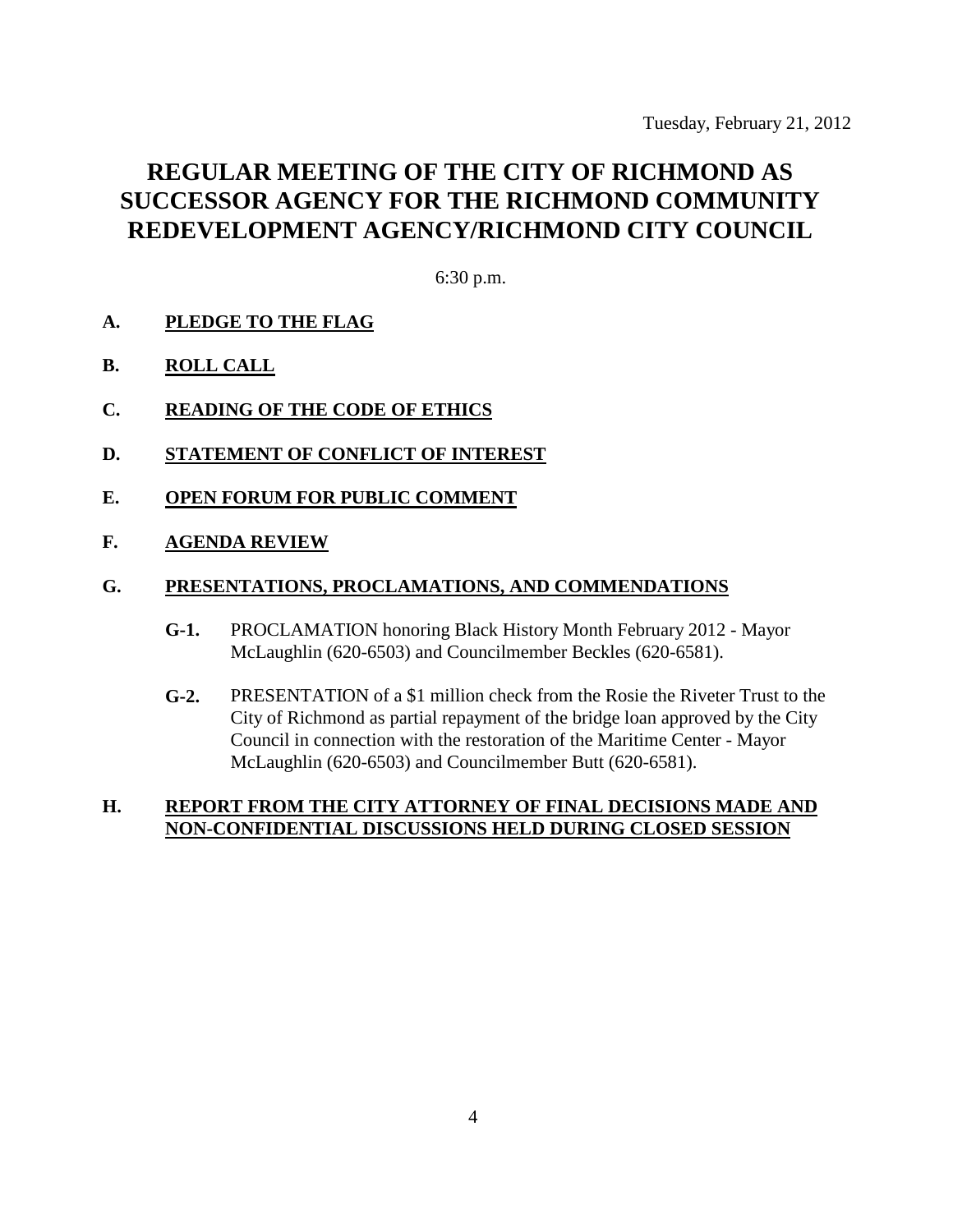Tuesday, February 21, 2012

# REGULAR MEETING OF THE CITY OF RICHMOND AS SUCCESSOR AGENCY FOR THE RICHMOND COMMUNITY REDEVELOPMENT AGENCY/RICHMOND CITY COUNCIL

6:30 p.m.

**A. PLEDGE TO THE FLAG**

**B. ROLL CALL**

**C. READING OF THE CODE OF ETHICS**

**D. STATEMENT OF CONFLICT OF INTEREST**

**E. OPEN FORUM FOR PUBLIC COMMENT**

**F. AGENDA REVIEW**

**G. PRESENTATIONS, PROCLAMATIONS, AND COMMENDATIONS**

**G-1.** PROCLAMATION honoring Black History Month February 2012 - Mayor McLaughlin (620-6503) and Councilmember Beckles (620-6581).

**G-2.** PRESENTATION of a $1 million check from the Rosie the Riveter Trust to the City of Richmond as partial repayment of the bridge loan approved by the City Council in connection with the restoration of the Maritime Center - Mayor McLaughlin (620-6503) and Councilmember Butt (620-6581).

**H. REPORT FROM THE CITY ATTORNEY OF FINAL DECISIONS MADE AND NON-CONFIDENTIAL DISCUSSIONS HELD DURING CLOSED SESSION**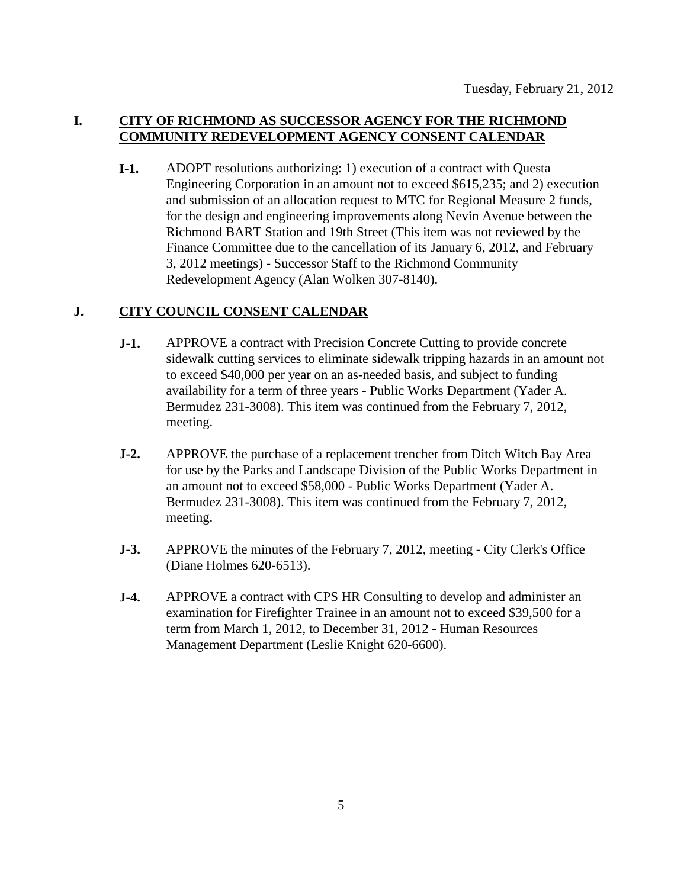Tuesday, February 21, 2012

## I. CITY OF RICHMOND AS SUCCESSOR AGENCY FOR THE RICHMOND COMMUNITY REDEVELOPMENT AGENCY CONSENT CALENDAR

**I-1.** ADOPT resolutions authorizing: 1) execution of a contract with Questa Engineering Corporation in an amount not to exceed $615,235; and 2) execution and submission of an allocation request to MTC for Regional Measure 2 funds, for the design and engineering improvements along Nevin Avenue between the Richmond BART Station and 19th Street (This item was not reviewed by the Finance Committee due to the cancellation of its January 6, 2012, and February 3, 2012 meetings) - Successor Staff to the Richmond Community Redevelopment Agency (Alan Wolken 307-8140).

## J. CITY COUNCIL CONSENT CALENDAR

**J-1.** APPROVE a contract with Precision Concrete Cutting to provide concrete sidewalk cutting services to eliminate sidewalk tripping hazards in an amount not to exceed $40,000 per year on an as-needed basis, and subject to funding availability for a term of three years - Public Works Department (Yader A. Bermudez 231-3008). This item was continued from the February 7, 2012, meeting.

**J-2.** APPROVE the purchase of a replacement trencher from Ditch Witch Bay Area for use by the Parks and Landscape Division of the Public Works Department in an amount not to exceed $58,000 - Public Works Department (Yader A. Bermudez 231-3008). This item was continued from the February 7, 2012, meeting.

**J-3.** APPROVE the minutes of the February 7, 2012, meeting - City Clerk's Office (Diane Holmes 620-6513).

**J-4.** APPROVE a contract with CPS HR Consulting to develop and administer an examination for Firefighter Trainee in an amount not to exceed $39,500 for a term from March 1, 2012, to December 31, 2012 - Human Resources Management Department (Leslie Knight 620-6600).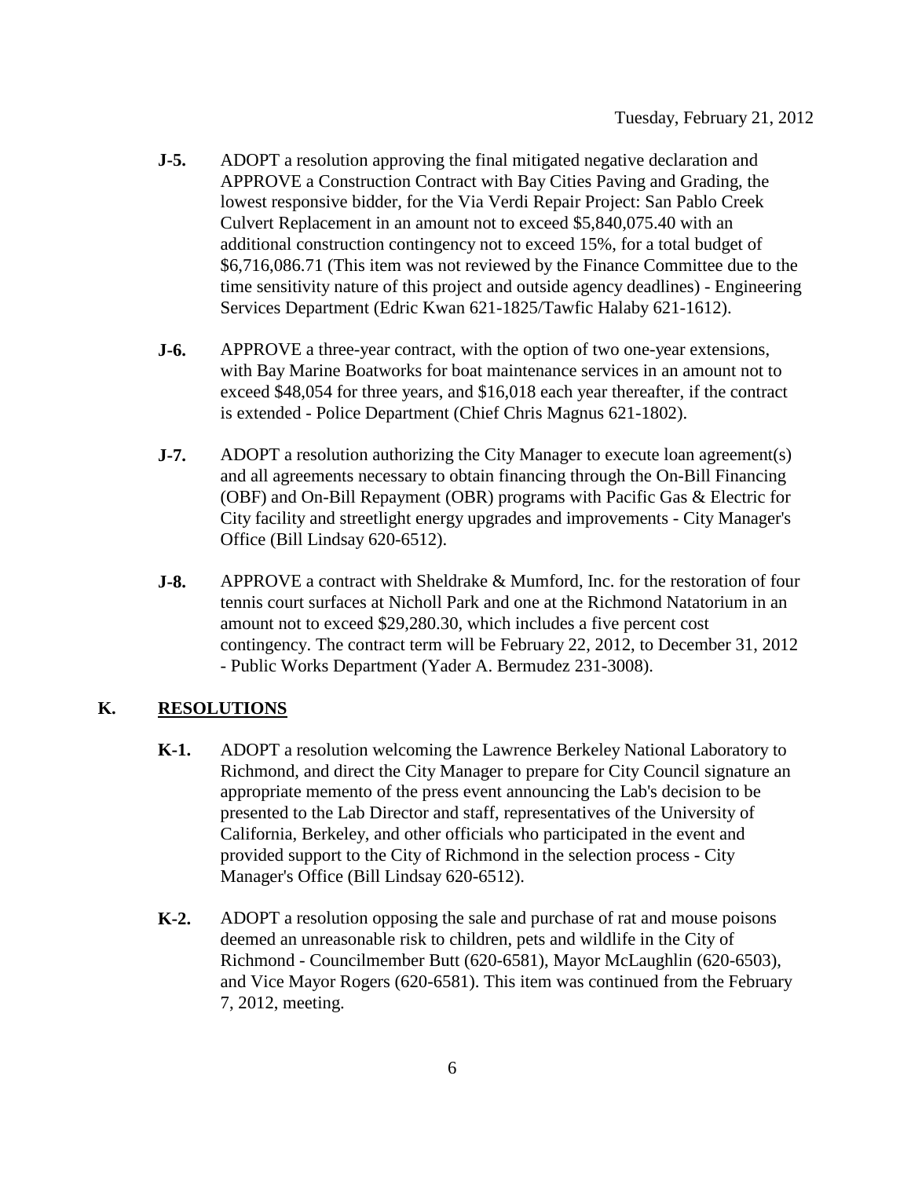- **J-5.** ADOPT a resolution approving the final mitigated negative declaration and APPROVE a Construction Contract with Bay Cities Paving and Grading, the lowest responsive bidder, for the Via Verdi Repair Project: San Pablo Creek Culvert Replacement in an amount not to exceed $5,840,075.40 with an additional construction contingency not to exceed 15%, for a total budget of $6,716,086.71 (This item was not reviewed by the Finance Committee due to the time sensitivity nature of this project and outside agency deadlines) - Engineering Services Department (Edric Kwan 621-1825/Tawfic Halaby 621-1612).

- **J-6.** APPROVE a three-year contract, with the option of two one-year extensions, with Bay Marine Boatworks for boat maintenance services in an amount not to exceed $48,054 for three years, and $16,018 each year thereafter, if the contract is extended - Police Department (Chief Chris Magnus 621-1802).

- **J-7.** ADOPT a resolution authorizing the City Manager to execute loan agreement(s) and all agreements necessary to obtain financing through the On-Bill Financing (OBF) and On-Bill Repayment (OBR) programs with Pacific Gas & Electric for City facility and streetlight energy upgrades and improvements - City Manager's Office (Bill Lindsay 620-6512).

- **J-8.** APPROVE a contract with Sheldrake & Mumford, Inc. for the restoration of four tennis court surfaces at Nicholl Park and one at the Richmond Natatorium in an amount not to exceed $29,280.30, which includes a five percent cost contingency. The contract term will be February 22, 2012, to December 31, 2012 - Public Works Department (Yader A. Bermudez 231-3008).

## K. RESOLUTIONS

- **K-1.** ADOPT a resolution welcoming the Lawrence Berkeley National Laboratory to Richmond, and direct the City Manager to prepare for City Council signature an appropriate memento of the press event announcing the Lab's decision to be presented to the Lab Director and staff, representatives of the University of California, Berkeley, and other officials who participated in the event and provided support to the City of Richmond in the selection process - City Manager's Office (Bill Lindsay 620-6512).

- **K-2.** ADOPT a resolution opposing the sale and purchase of rat and mouse poisons deemed an unreasonable risk to children, pets and wildlife in the City of Richmond - Councilmember Butt (620-6581), Mayor McLaughlin (620-6503), and Vice Mayor Rogers (620-6581). This item was continued from the February 7, 2012, meeting.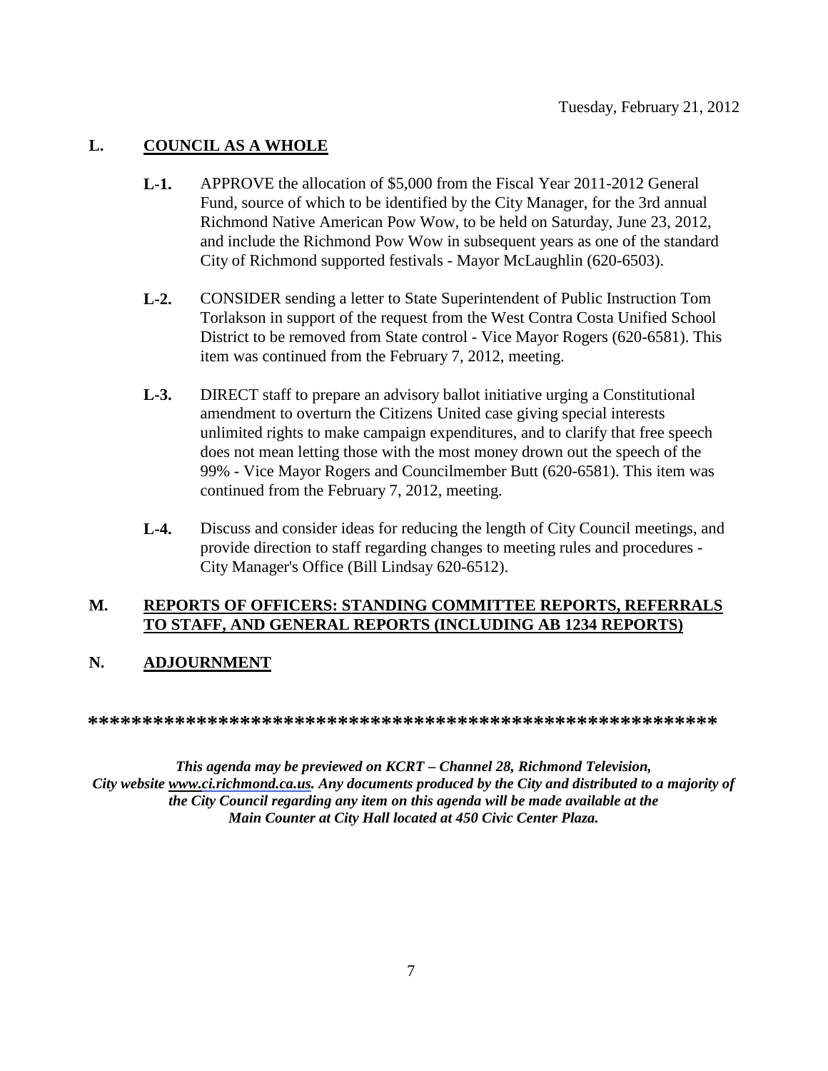Tuesday, February 21, 2012

## L. COUNCIL AS A WHOLE

**L-1.** APPROVE the allocation of $5,000 from the Fiscal Year 2011-2012 General Fund, source of which to be identified by the City Manager, for the 3rd annual Richmond Native American Pow Wow, to be held on Saturday, June 23, 2012, and include the Richmond Pow Wow in subsequent years as one of the standard City of Richmond supported festivals - Mayor McLaughlin (620-6503).

**L-2.** CONSIDER sending a letter to State Superintendent of Public Instruction Tom Torlakson in support of the request from the West Contra Costa Unified School District to be removed from State control - Vice Mayor Rogers (620-6581). This item was continued from the February 7, 2012, meeting.

**L-3.** DIRECT staff to prepare an advisory ballot initiative urging a Constitutional amendment to overturn the Citizens United case giving special interests unlimited rights to make campaign expenditures, and to clarify that free speech does not mean letting those with the most money drown out the speech of the 99% - Vice Mayor Rogers and Councilmember Butt (620-6581). This item was continued from the February 7, 2012, meeting.

**L-4.** Discuss and consider ideas for reducing the length of City Council meetings, and provide direction to staff regarding changes to meeting rules and procedures - City Manager's Office (Bill Lindsay 620-6512).

## M. REPORTS OF OFFICERS: STANDING COMMITTEE REPORTS, REFERRALS TO STAFF, AND GENERAL REPORTS (INCLUDING AB 1234 REPORTS)

## N. ADJOURNMENT

************************************************************

***This agenda may be previewed on KCRT – Channel 28, Richmond Television, City website www.ci.richmond.ca.us. Any documents produced by the City and distributed to a majority of the City Council regarding any item on this agenda will be made available at the Main Counter at City Hall located at 450 Civic Center Plaza.***